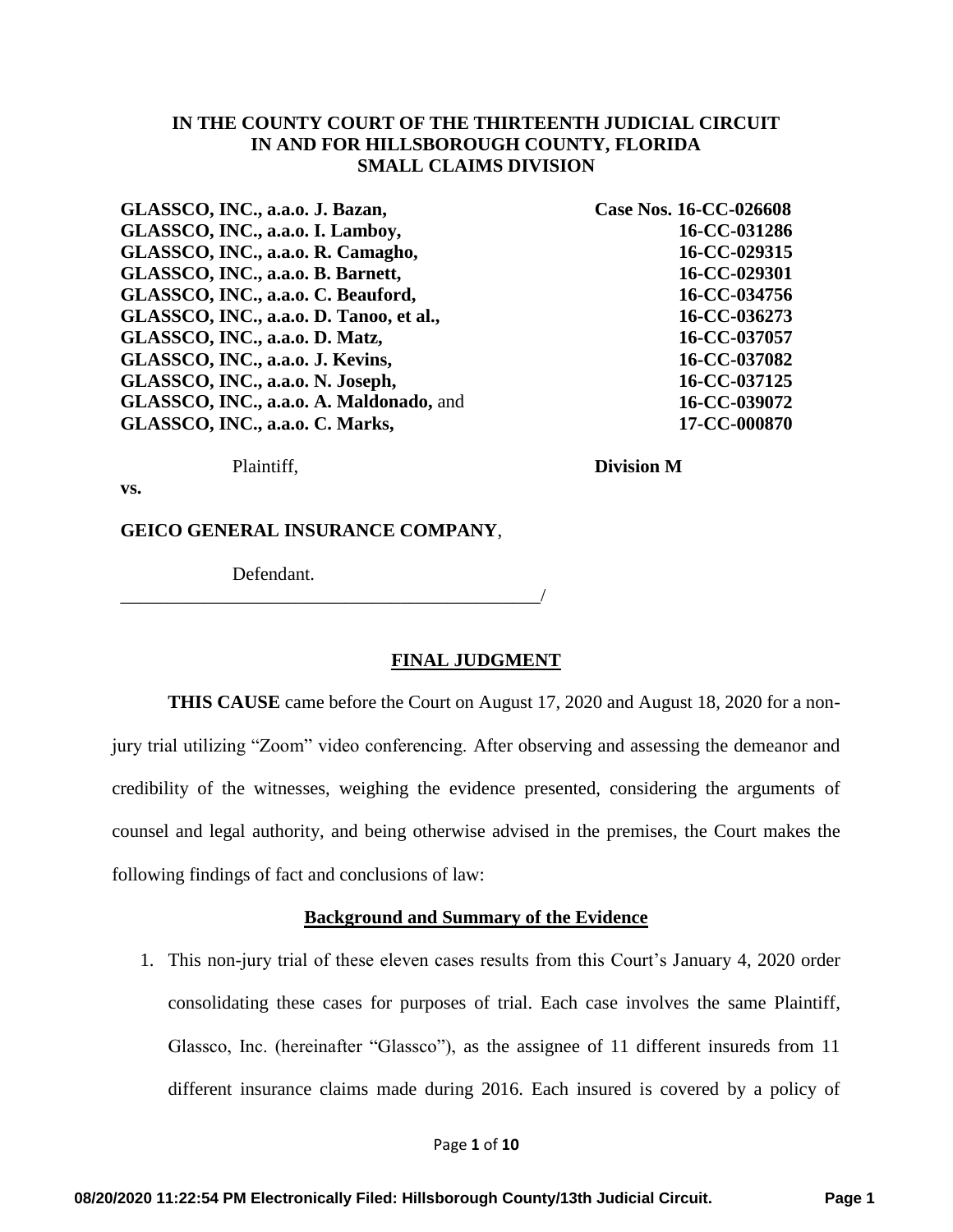**IN THE COUNTY COURT OF THE THIRTEENTH JUDICIAL CIRCUIT**
**IN AND FOR HILLSBOROUGH COUNTY, FLORIDA**
**SMALL CLAIMS DIVISION**

| | |
|---|---|
| **GLASSCO, INC., a.a.o. J. Bazan,** | **Case Nos. 16-CC-026608** |
| **GLASSCO, INC., a.a.o. I. Lamboy,** | **16-CC-031286** |
| **GLASSCO, INC., a.a.o. R. Camagho,** | **16-CC-029315** |
| **GLASSCO, INC., a.a.o. B. Barnett,** | **16-CC-029301** |
| **GLASSCO, INC., a.a.o. C. Beauford,** | **16-CC-034756** |
| **GLASSCO, INC., a.a.o. D. Tanoo, et al.,** | **16-CC-036273** |
| **GLASSCO, INC., a.a.o. D. Matz,** | **16-CC-037057** |
| **GLASSCO, INC., a.a.o. J. Kevins,** | **16-CC-037082** |
| **GLASSCO, INC., a.a.o. N. Joseph,** | **16-CC-037125** |
| **GLASSCO, INC., a.a.o. A. Maldonado,** and | **16-CC-039072** |
| **GLASSCO, INC., a.a.o. C. Marks,** | **17-CC-000870** |

Plaintiff, **Division M**

**vs.**

**GEICO GENERAL INSURANCE COMPANY**,

Defendant.

_______________________________________________/

## FINAL JUDGMENT

**THIS CAUSE** came before the Court on August 17, 2020 and August 18, 2020 for a non-jury trial utilizing "Zoom" video conferencing. After observing and assessing the demeanor and credibility of the witnesses, weighing the evidence presented, considering the arguments of counsel and legal authority, and being otherwise advised in the premises, the Court makes the following findings of fact and conclusions of law:

### Background and Summary of the Evidence

1. This non-jury trial of these eleven cases results from this Court's January 4, 2020 order consolidating these cases for purposes of trial. Each case involves the same Plaintiff, Glassco, Inc. (hereinafter "Glassco"), as the assignee of 11 different insureds from 11 different insurance claims made during 2016. Each insured is covered by a policy of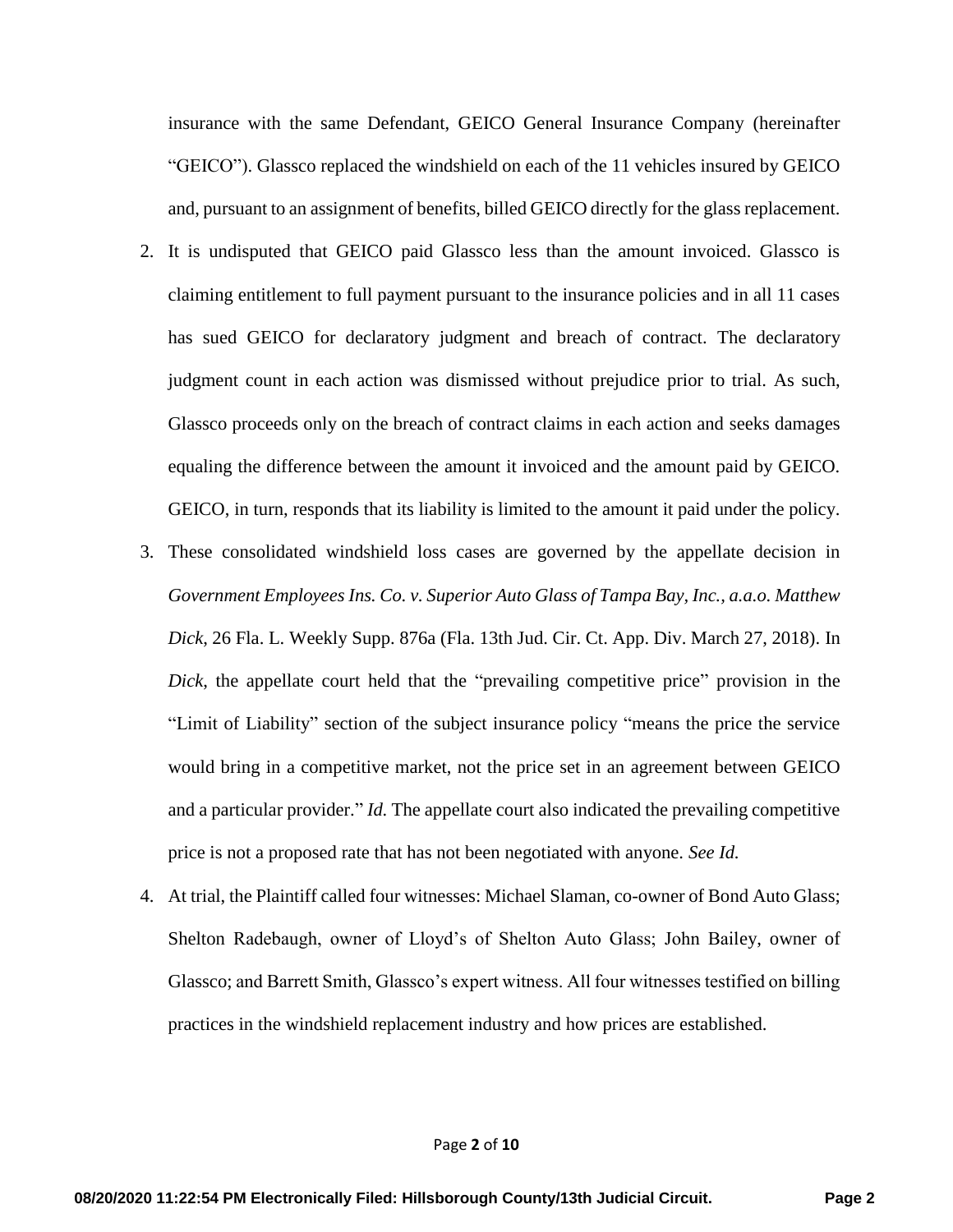insurance with the same Defendant, GEICO General Insurance Company (hereinafter "GEICO"). Glassco replaced the windshield on each of the 11 vehicles insured by GEICO and, pursuant to an assignment of benefits, billed GEICO directly for the glass replacement.

2. It is undisputed that GEICO paid Glassco less than the amount invoiced. Glassco is claiming entitlement to full payment pursuant to the insurance policies and in all 11 cases has sued GEICO for declaratory judgment and breach of contract. The declaratory judgment count in each action was dismissed without prejudice prior to trial. As such, Glassco proceeds only on the breach of contract claims in each action and seeks damages equaling the difference between the amount it invoiced and the amount paid by GEICO. GEICO, in turn, responds that its liability is limited to the amount it paid under the policy.

3. These consolidated windshield loss cases are governed by the appellate decision in *Government Employees Ins. Co. v. Superior Auto Glass of Tampa Bay, Inc., a.a.o. Matthew Dick*, 26 Fla. L. Weekly Supp. 876a (Fla. 13th Jud. Cir. Ct. App. Div. March 27, 2018). In *Dick*, the appellate court held that the "prevailing competitive price" provision in the "Limit of Liability" section of the subject insurance policy "means the price the service would bring in a competitive market, not the price set in an agreement between GEICO and a particular provider." *Id.* The appellate court also indicated the prevailing competitive price is not a proposed rate that has not been negotiated with anyone. *See Id.*

4. At trial, the Plaintiff called four witnesses: Michael Slaman, co-owner of Bond Auto Glass; Shelton Radebaugh, owner of Lloyd's of Shelton Auto Glass; John Bailey, owner of Glassco; and Barrett Smith, Glassco's expert witness. All four witnesses testified on billing practices in the windshield replacement industry and how prices are established.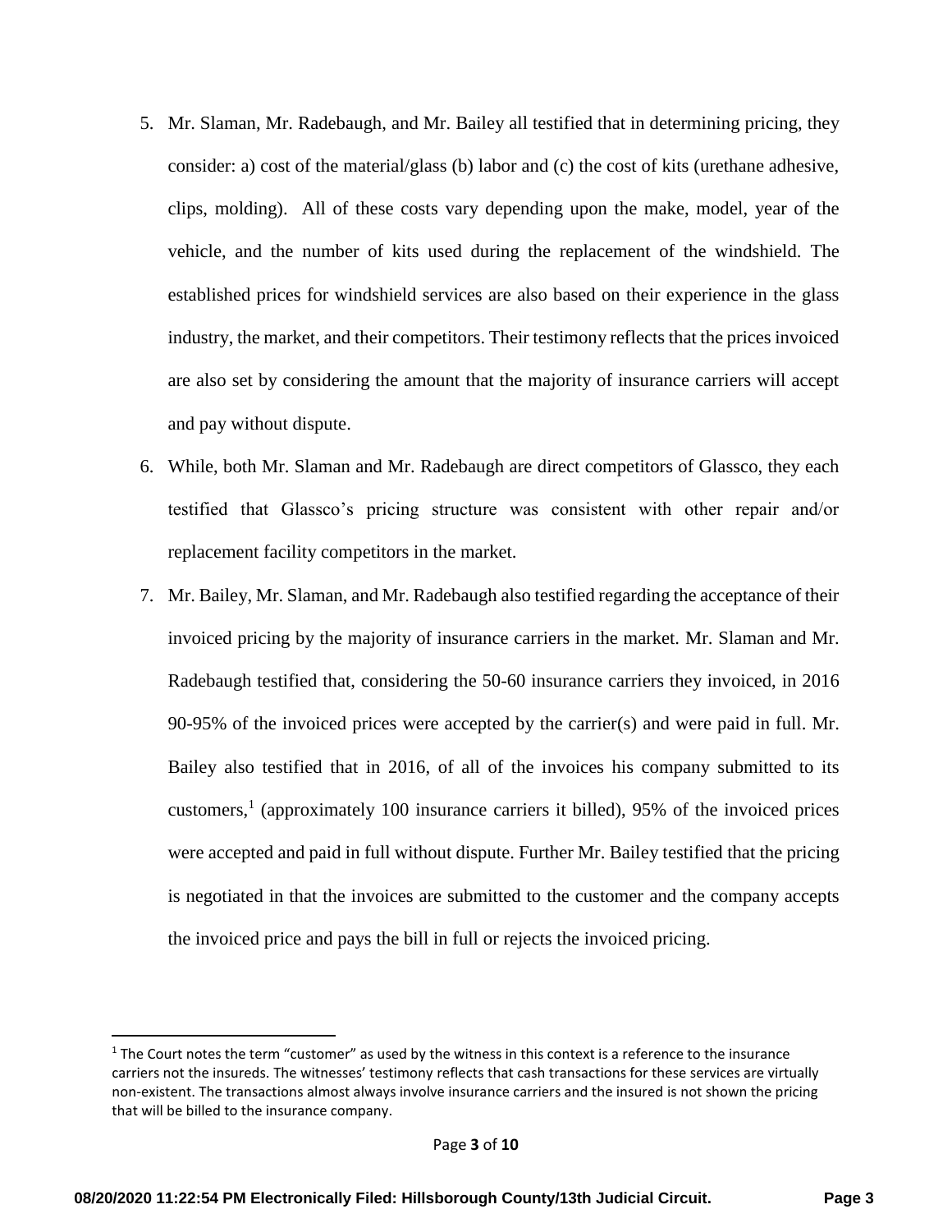5. Mr. Slaman, Mr. Radebaugh, and Mr. Bailey all testified that in determining pricing, they consider: a) cost of the material/glass (b) labor and (c) the cost of kits (urethane adhesive, clips, molding). All of these costs vary depending upon the make, model, year of the vehicle, and the number of kits used during the replacement of the windshield. The established prices for windshield services are also based on their experience in the glass industry, the market, and their competitors. Their testimony reflects that the prices invoiced are also set by considering the amount that the majority of insurance carriers will accept and pay without dispute.

6. While, both Mr. Slaman and Mr. Radebaugh are direct competitors of Glassco, they each testified that Glassco's pricing structure was consistent with other repair and/or replacement facility competitors in the market.

7. Mr. Bailey, Mr. Slaman, and Mr. Radebaugh also testified regarding the acceptance of their invoiced pricing by the majority of insurance carriers in the market. Mr. Slaman and Mr. Radebaugh testified that, considering the 50-60 insurance carriers they invoiced, in 2016 90-95% of the invoiced prices were accepted by the carrier(s) and were paid in full. Mr. Bailey also testified that in 2016, of all of the invoices his company submitted to its customers,[1] (approximately 100 insurance carriers it billed), 95% of the invoiced prices were accepted and paid in full without dispute. Further Mr. Bailey testified that the pricing is negotiated in that the invoices are submitted to the customer and the company accepts the invoiced price and pays the bill in full or rejects the invoiced pricing.

[1] The Court notes the term "customer" as used by the witness in this context is a reference to the insurance carriers not the insureds. The witnesses' testimony reflects that cash transactions for these services are virtually non-existent. The transactions almost always involve insurance carriers and the insured is not shown the pricing that will be billed to the insurance company.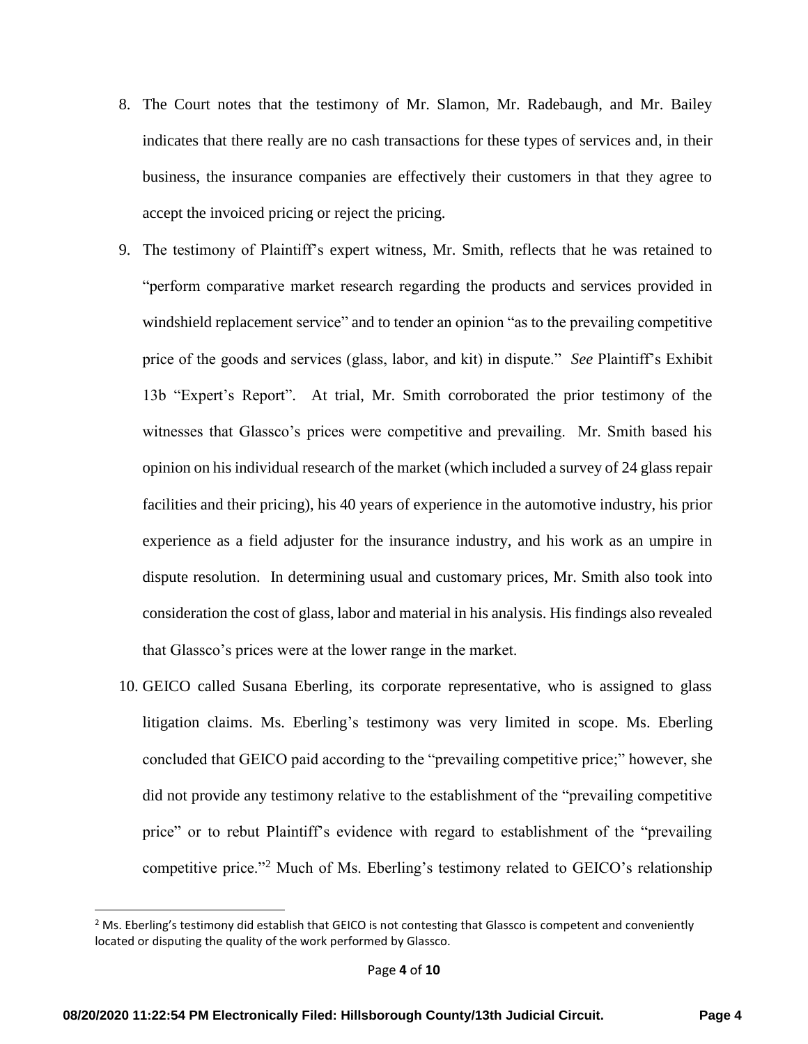8. The Court notes that the testimony of Mr. Slamon, Mr. Radebaugh, and Mr. Bailey indicates that there really are no cash transactions for these types of services and, in their business, the insurance companies are effectively their customers in that they agree to accept the invoiced pricing or reject the pricing.

9. The testimony of Plaintiff's expert witness, Mr. Smith, reflects that he was retained to "perform comparative market research regarding the products and services provided in windshield replacement service" and to tender an opinion "as to the prevailing competitive price of the goods and services (glass, labor, and kit) in dispute." *See* Plaintiff's Exhibit 13b "Expert's Report". At trial, Mr. Smith corroborated the prior testimony of the witnesses that Glassco's prices were competitive and prevailing. Mr. Smith based his opinion on his individual research of the market (which included a survey of 24 glass repair facilities and their pricing), his 40 years of experience in the automotive industry, his prior experience as a field adjuster for the insurance industry, and his work as an umpire in dispute resolution. In determining usual and customary prices, Mr. Smith also took into consideration the cost of glass, labor and material in his analysis. His findings also revealed that Glassco's prices were at the lower range in the market.

10. GEICO called Susana Eberling, its corporate representative, who is assigned to glass litigation claims. Ms. Eberling's testimony was very limited in scope. Ms. Eberling concluded that GEICO paid according to the "prevailing competitive price;" however, she did not provide any testimony relative to the establishment of the "prevailing competitive price" or to rebut Plaintiff's evidence with regard to establishment of the "prevailing competitive price."[2] Much of Ms. Eberling's testimony related to GEICO's relationship

[2] Ms. Eberling's testimony did establish that GEICO is not contesting that Glassco is competent and conveniently located or disputing the quality of the work performed by Glassco.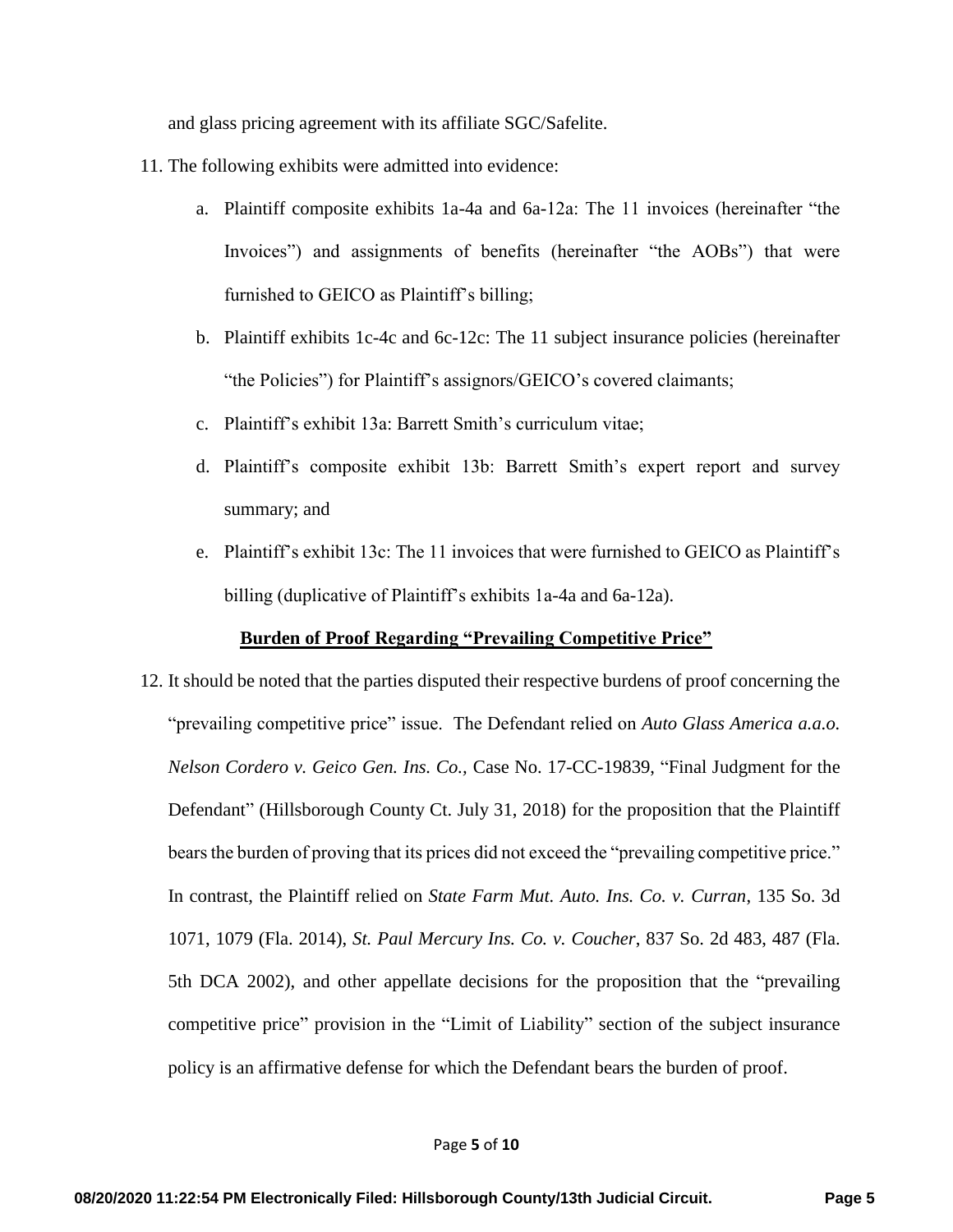and glass pricing agreement with its affiliate SGC/Safelite.

11. The following exhibits were admitted into evidence:

    a. Plaintiff composite exhibits 1a-4a and 6a-12a: The 11 invoices (hereinafter "the Invoices") and assignments of benefits (hereinafter "the AOBs") that were furnished to GEICO as Plaintiff's billing;

    b. Plaintiff exhibits 1c-4c and 6c-12c: The 11 subject insurance policies (hereinafter "the Policies") for Plaintiff's assignors/GEICO's covered claimants;

    c. Plaintiff's exhibit 13a: Barrett Smith's curriculum vitae;

    d. Plaintiff's composite exhibit 13b: Barrett Smith's expert report and survey summary; and

    e. Plaintiff's exhibit 13c: The 11 invoices that were furnished to GEICO as Plaintiff's billing (duplicative of Plaintiff's exhibits 1a-4a and 6a-12a).

**<u>Burden of Proof Regarding "Prevailing Competitive Price"</u>**

12. It should be noted that the parties disputed their respective burdens of proof concerning the "prevailing competitive price" issue. The Defendant relied on *Auto Glass America a.a.o. Nelson Cordero v. Geico Gen. Ins. Co.,* Case No. 17-CC-19839, "Final Judgment for the Defendant" (Hillsborough County Ct. July 31, 2018) for the proposition that the Plaintiff bears the burden of proving that its prices did not exceed the "prevailing competitive price." In contrast, the Plaintiff relied on *State Farm Mut. Auto. Ins. Co. v. Curran*, 135 So. 3d 1071, 1079 (Fla. 2014), *St. Paul Mercury Ins. Co. v. Coucher*, 837 So. 2d 483, 487 (Fla. 5th DCA 2002), and other appellate decisions for the proposition that the "prevailing competitive price" provision in the "Limit of Liability" section of the subject insurance policy is an affirmative defense for which the Defendant bears the burden of proof.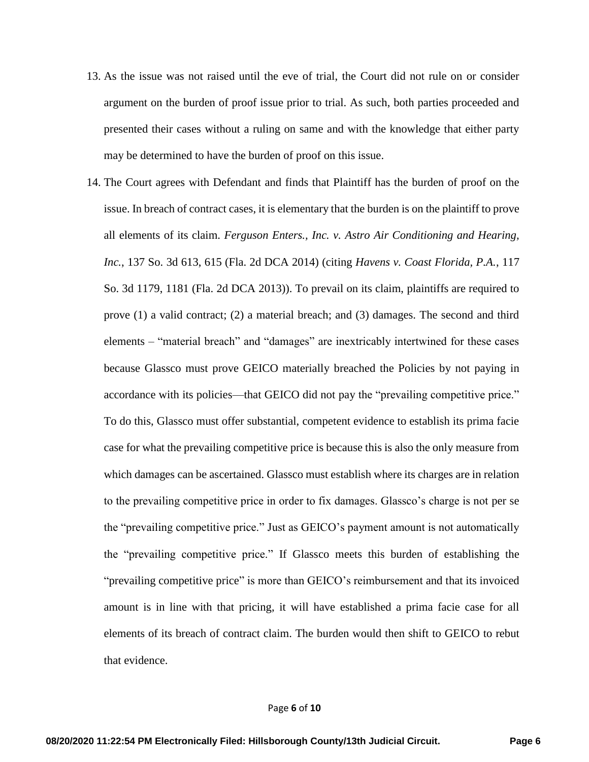13. As the issue was not raised until the eve of trial, the Court did not rule on or consider argument on the burden of proof issue prior to trial. As such, both parties proceeded and presented their cases without a ruling on same and with the knowledge that either party may be determined to have the burden of proof on this issue.

14. The Court agrees with Defendant and finds that Plaintiff has the burden of proof on the issue. In breach of contract cases, it is elementary that the burden is on the plaintiff to prove all elements of its claim. *Ferguson Enters., Inc. v. Astro Air Conditioning and Hearing, Inc.*, 137 So. 3d 613, 615 (Fla. 2d DCA 2014) (citing *Havens v. Coast Florida, P.A.*, 117 So. 3d 1179, 1181 (Fla. 2d DCA 2013)). To prevail on its claim, plaintiffs are required to prove (1) a valid contract; (2) a material breach; and (3) damages. The second and third elements – "material breach" and "damages" are inextricably intertwined for these cases because Glassco must prove GEICO materially breached the Policies by not paying in accordance with its policies—that GEICO did not pay the "prevailing competitive price." To do this, Glassco must offer substantial, competent evidence to establish its prima facie case for what the prevailing competitive price is because this is also the only measure from which damages can be ascertained. Glassco must establish where its charges are in relation to the prevailing competitive price in order to fix damages. Glassco's charge is not per se the "prevailing competitive price." Just as GEICO's payment amount is not automatically the "prevailing competitive price." If Glassco meets this burden of establishing the "prevailing competitive price" is more than GEICO's reimbursement and that its invoiced amount is in line with that pricing, it will have established a prima facie case for all elements of its breach of contract claim. The burden would then shift to GEICO to rebut that evidence.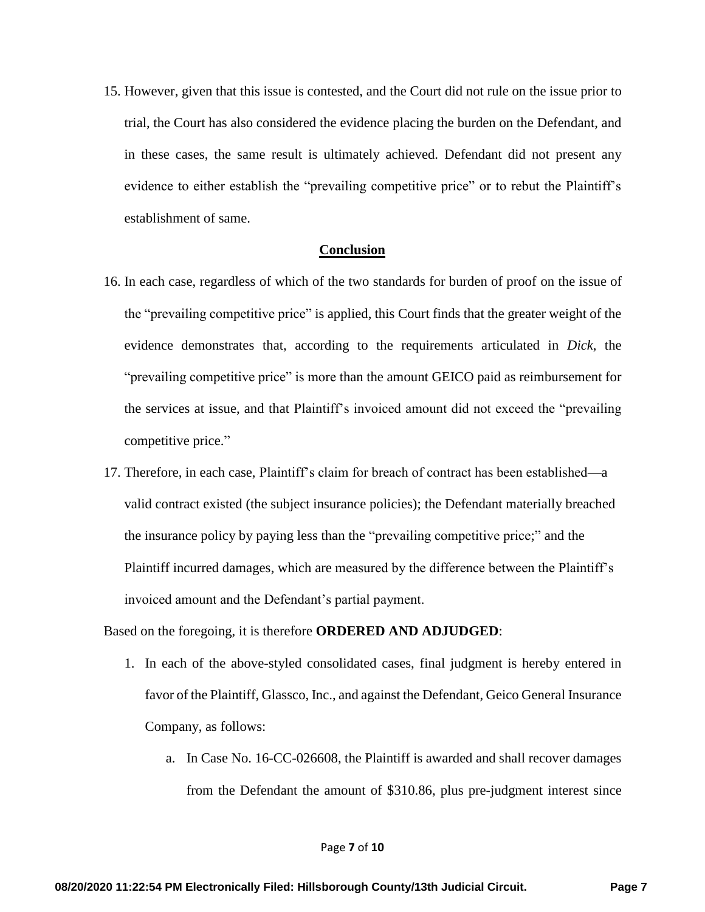15. However, given that this issue is contested, and the Court did not rule on the issue prior to trial, the Court has also considered the evidence placing the burden on the Defendant, and in these cases, the same result is ultimately achieved. Defendant did not present any evidence to either establish the "prevailing competitive price" or to rebut the Plaintiff's establishment of same.

**Conclusion**

16. In each case, regardless of which of the two standards for burden of proof on the issue of the "prevailing competitive price" is applied, this Court finds that the greater weight of the evidence demonstrates that, according to the requirements articulated in *Dick*, the "prevailing competitive price" is more than the amount GEICO paid as reimbursement for the services at issue, and that Plaintiff's invoiced amount did not exceed the "prevailing competitive price."

17. Therefore, in each case, Plaintiff's claim for breach of contract has been established—a valid contract existed (the subject insurance policies); the Defendant materially breached the insurance policy by paying less than the "prevailing competitive price;" and the Plaintiff incurred damages, which are measured by the difference between the Plaintiff's invoiced amount and the Defendant's partial payment.

Based on the foregoing, it is therefore **ORDERED AND ADJUDGED**:

1. In each of the above-styled consolidated cases, final judgment is hereby entered in favor of the Plaintiff, Glassco, Inc., and against the Defendant, Geico General Insurance Company, as follows:

   a. In Case No. 16-CC-026608, the Plaintiff is awarded and shall recover damages from the Defendant the amount of $310.86, plus pre-judgment interest since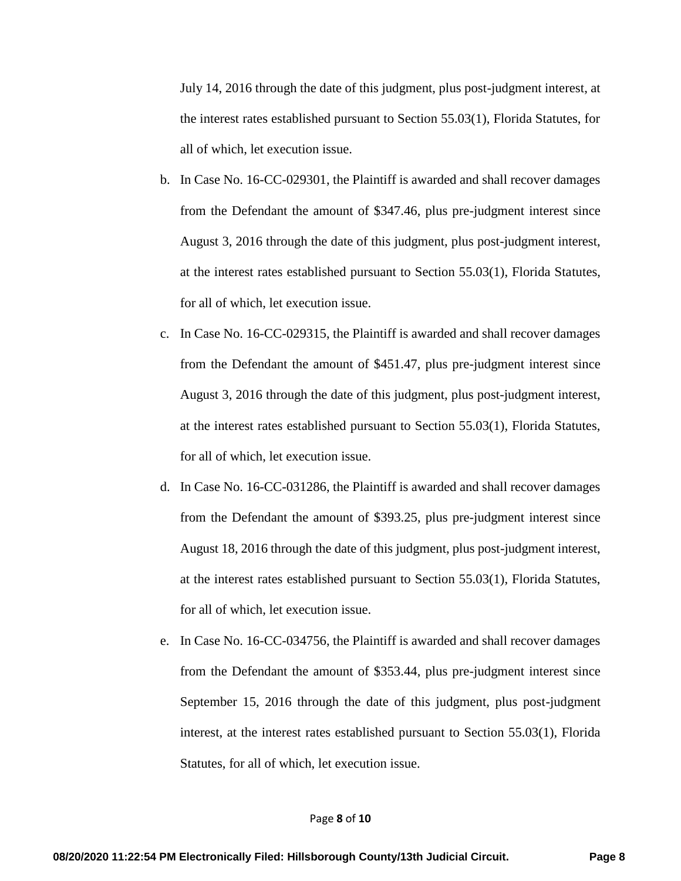July 14, 2016 through the date of this judgment, plus post-judgment interest, at the interest rates established pursuant to Section 55.03(1), Florida Statutes, for all of which, let execution issue.

b. In Case No. 16-CC-029301, the Plaintiff is awarded and shall recover damages from the Defendant the amount of $347.46, plus pre-judgment interest since August 3, 2016 through the date of this judgment, plus post-judgment interest, at the interest rates established pursuant to Section 55.03(1), Florida Statutes, for all of which, let execution issue.

c. In Case No. 16-CC-029315, the Plaintiff is awarded and shall recover damages from the Defendant the amount of $451.47, plus pre-judgment interest since August 3, 2016 through the date of this judgment, plus post-judgment interest, at the interest rates established pursuant to Section 55.03(1), Florida Statutes, for all of which, let execution issue.

d. In Case No. 16-CC-031286, the Plaintiff is awarded and shall recover damages from the Defendant the amount of $393.25, plus pre-judgment interest since August 18, 2016 through the date of this judgment, plus post-judgment interest, at the interest rates established pursuant to Section 55.03(1), Florida Statutes, for all of which, let execution issue.

e. In Case No. 16-CC-034756, the Plaintiff is awarded and shall recover damages from the Defendant the amount of $353.44, plus pre-judgment interest since September 15, 2016 through the date of this judgment, plus post-judgment interest, at the interest rates established pursuant to Section 55.03(1), Florida Statutes, for all of which, let execution issue.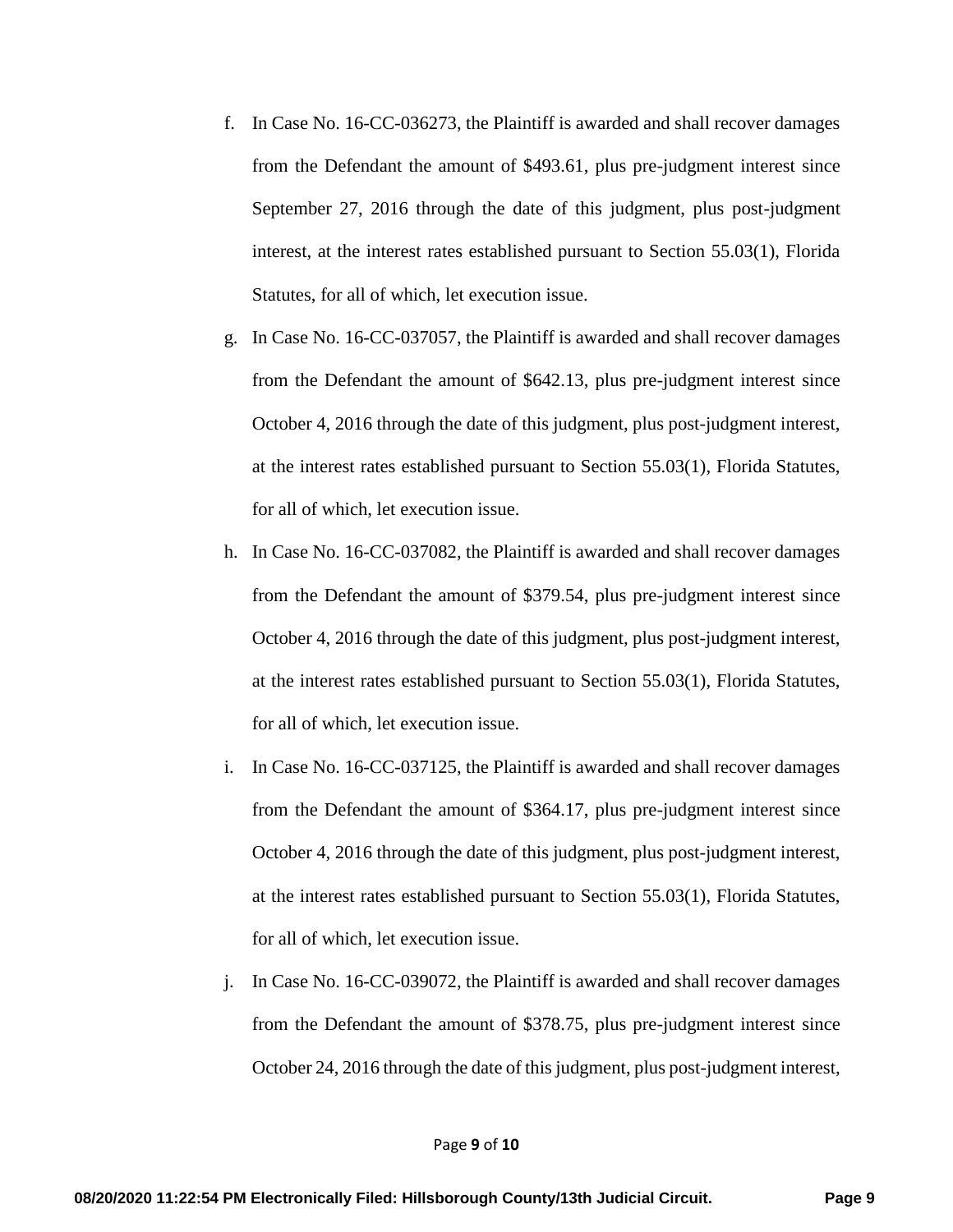f. In Case No. 16-CC-036273, the Plaintiff is awarded and shall recover damages from the Defendant the amount of $493.61, plus pre-judgment interest since September 27, 2016 through the date of this judgment, plus post-judgment interest, at the interest rates established pursuant to Section 55.03(1), Florida Statutes, for all of which, let execution issue.

g. In Case No. 16-CC-037057, the Plaintiff is awarded and shall recover damages from the Defendant the amount of $642.13, plus pre-judgment interest since October 4, 2016 through the date of this judgment, plus post-judgment interest, at the interest rates established pursuant to Section 55.03(1), Florida Statutes, for all of which, let execution issue.

h. In Case No. 16-CC-037082, the Plaintiff is awarded and shall recover damages from the Defendant the amount of $379.54, plus pre-judgment interest since October 4, 2016 through the date of this judgment, plus post-judgment interest, at the interest rates established pursuant to Section 55.03(1), Florida Statutes, for all of which, let execution issue.

i. In Case No. 16-CC-037125, the Plaintiff is awarded and shall recover damages from the Defendant the amount of $364.17, plus pre-judgment interest since October 4, 2016 through the date of this judgment, plus post-judgment interest, at the interest rates established pursuant to Section 55.03(1), Florida Statutes, for all of which, let execution issue.

j. In Case No. 16-CC-039072, the Plaintiff is awarded and shall recover damages from the Defendant the amount of $378.75, plus pre-judgment interest since October 24, 2016 through the date of this judgment, plus post-judgment interest,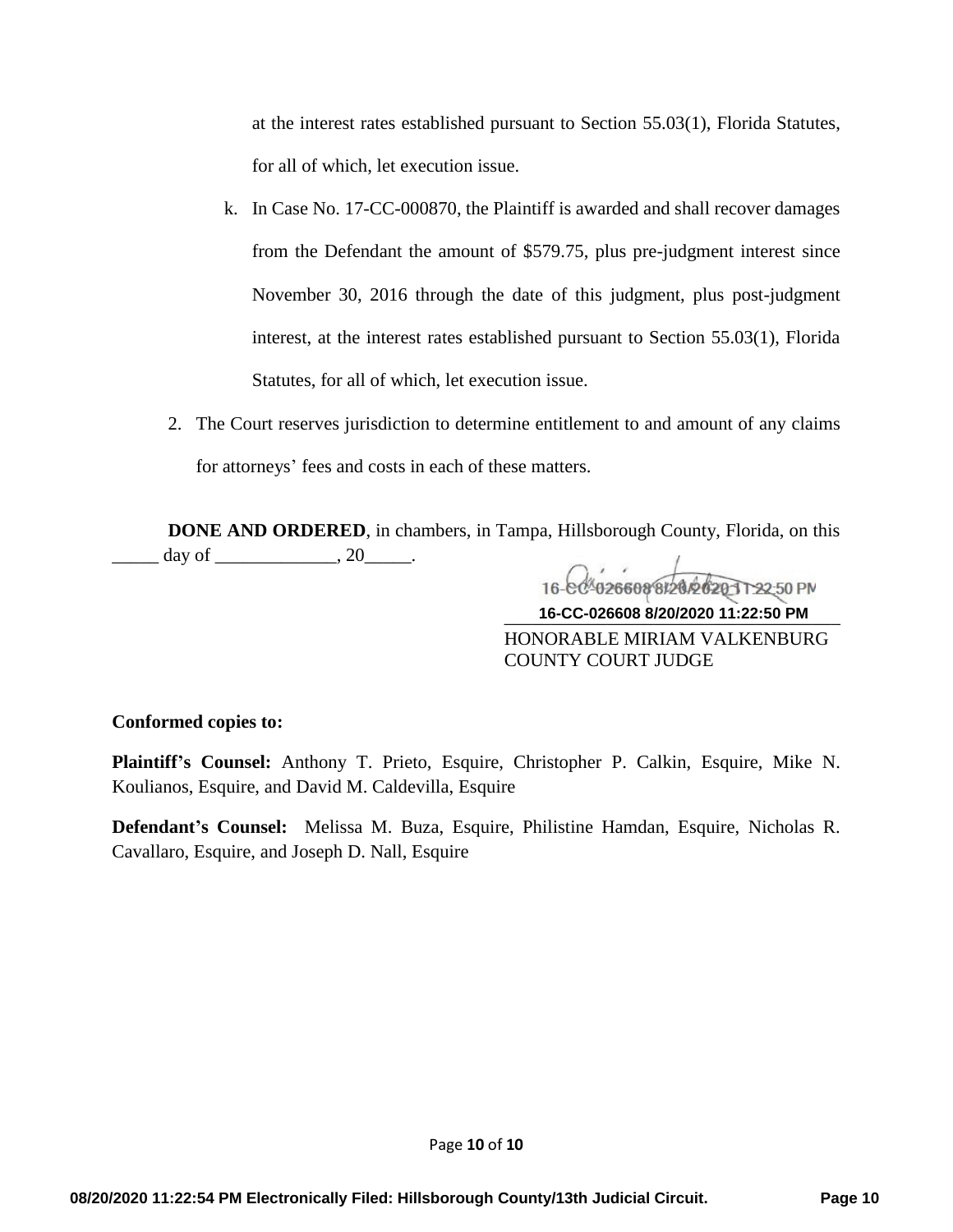at the interest rates established pursuant to Section 55.03(1), Florida Statutes, for all of which, let execution issue.

k. In Case No. 17-CC-000870, the Plaintiff is awarded and shall recover damages from the Defendant the amount of $579.75, plus pre-judgment interest since November 30, 2016 through the date of this judgment, plus post-judgment interest, at the interest rates established pursuant to Section 55.03(1), Florida Statutes, for all of which, let execution issue.

2. The Court reserves jurisdiction to determine entitlement to and amount of any claims for attorneys' fees and costs in each of these matters.

**DONE AND ORDERED**, in chambers, in Tampa, Hillsborough County, Florida, on this _____ day of _____________, 20_____.

16-CC-026608 8/20/2020 11:22:50 PM

**16-CC-026608 8/20/2020 11:22:50 PM**

HONORABLE MIRIAM VALKENBURG
COUNTY COURT JUDGE

**Conformed copies to:**

**Plaintiff's Counsel:** Anthony T. Prieto, Esquire, Christopher P. Calkin, Esquire, Mike N. Koulianos, Esquire, and David M. Caldevilla, Esquire

**Defendant's Counsel:** Melissa M. Buza, Esquire, Philistine Hamdan, Esquire, Nicholas R. Cavallaro, Esquire, and Joseph D. Nall, Esquire